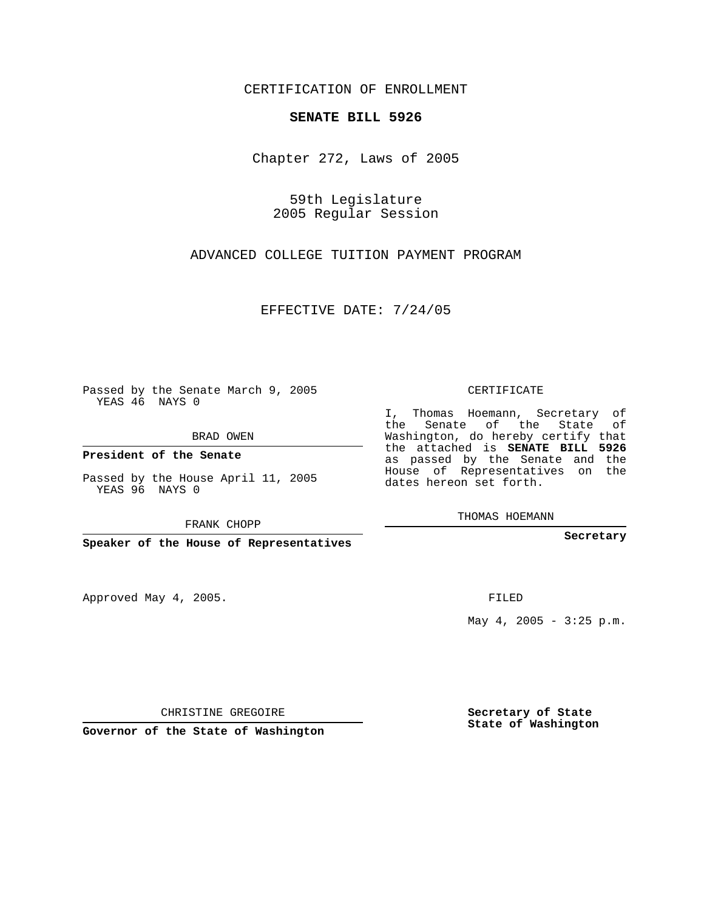CERTIFICATION OF ENROLLMENT

# SENATE BILL 5926

Chapter 272, Laws of 2005

59th Legislature
2005 Regular Session

ADVANCED COLLEGE TUITION PAYMENT PROGRAM

EFFECTIVE DATE: 7/24/05

Passed by the Senate March 9, 2005
YEAS 46 NAYS 0

BRAD OWEN

**President of the Senate**

Passed by the House April 11, 2005
YEAS 96 NAYS 0

FRANK CHOPP

**Speaker of the House of Representatives**

Approved May 4, 2005.

CHRISTINE GREGOIRE

**Governor of the State of Washington**

CERTIFICATE

I, Thomas Hoemann, Secretary of the Senate of the State of Washington, do hereby certify that the attached is **SENATE BILL 5926** as passed by the Senate and the House of Representatives on the dates hereon set forth.

THOMAS HOEMANN

**Secretary**

FILED

May 4, 2005 - 3:25 p.m.

**Secretary of State**
**State of Washington**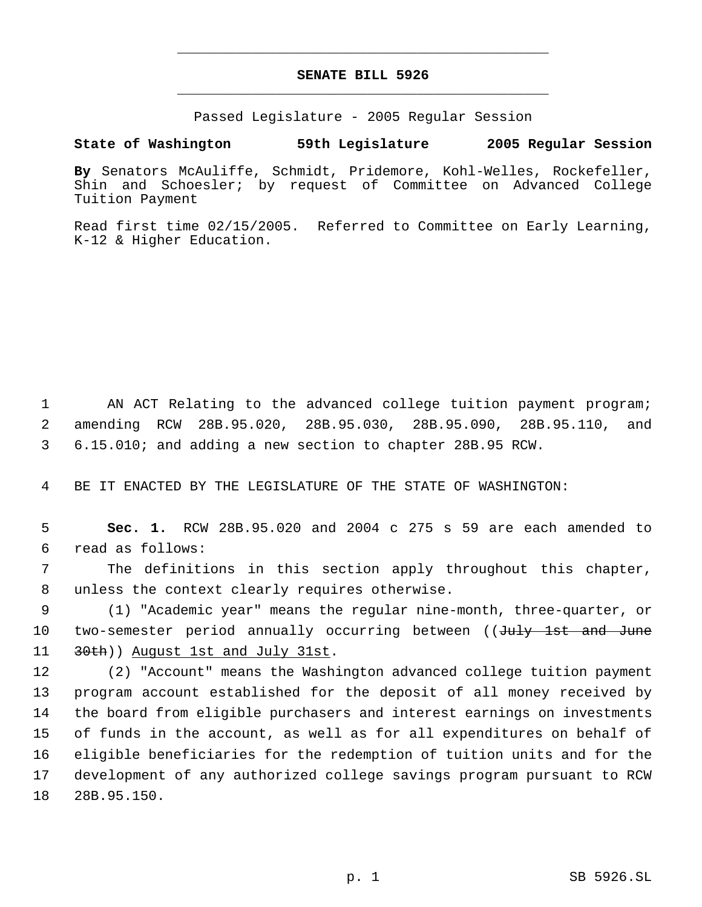# SENATE BILL 5926

Passed Legislature - 2005 Regular Session

**State of Washington 59th Legislature 2005 Regular Session**

**By** Senators McAuliffe, Schmidt, Pridemore, Kohl-Welles, Rockefeller, Shin and Schoesler; by request of Committee on Advanced College Tuition Payment

Read first time 02/15/2005. Referred to Committee on Early Learning, K-12 & Higher Education.

AN ACT Relating to the advanced college tuition payment program; amending RCW 28B.95.020, 28B.95.030, 28B.95.090, 28B.95.110, and 6.15.010; and adding a new section to chapter 28B.95 RCW.

BE IT ENACTED BY THE LEGISLATURE OF THE STATE OF WASHINGTON:

**Sec. 1.** RCW 28B.95.020 and 2004 c 275 s 59 are each amended to read as follows:

The definitions in this section apply throughout this chapter, unless the context clearly requires otherwise.

(1) "Academic year" means the regular nine-month, three-quarter, or two-semester period annually occurring between ((~~July 1st and June 30th~~)) <u>August 1st and July 31st</u>.

(2) "Account" means the Washington advanced college tuition payment program account established for the deposit of all money received by the board from eligible purchasers and interest earnings on investments of funds in the account, as well as for all expenditures on behalf of eligible beneficiaries for the redemption of tuition units and for the development of any authorized college savings program pursuant to RCW 28B.95.150.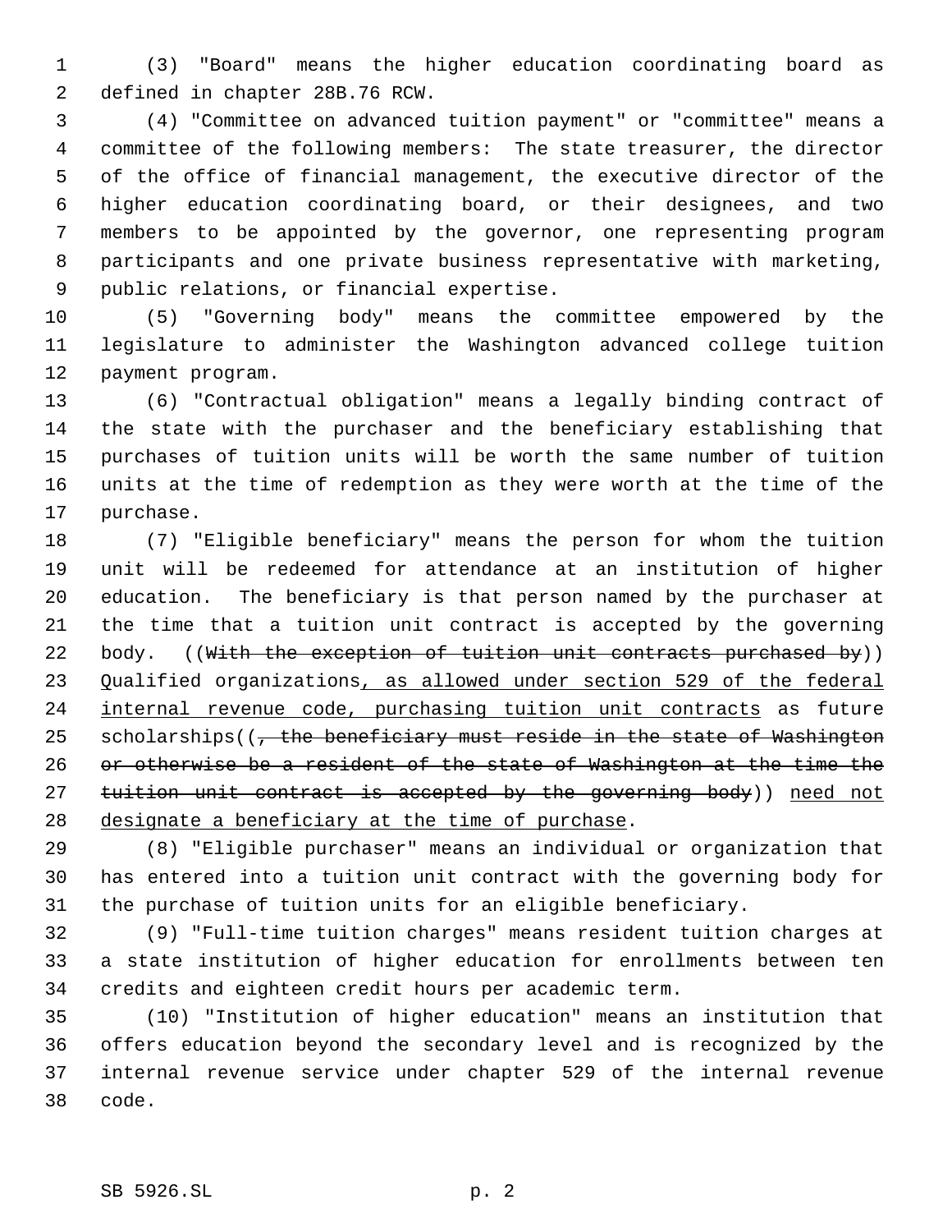(3) "Board" means the higher education coordinating board as defined in chapter 28B.76 RCW.

(4) "Committee on advanced tuition payment" or "committee" means a committee of the following members: The state treasurer, the director of the office of financial management, the executive director of the higher education coordinating board, or their designees, and two members to be appointed by the governor, one representing program participants and one private business representative with marketing, public relations, or financial expertise.

(5) "Governing body" means the committee empowered by the legislature to administer the Washington advanced college tuition payment program.

(6) "Contractual obligation" means a legally binding contract of the state with the purchaser and the beneficiary establishing that purchases of tuition units will be worth the same number of tuition units at the time of redemption as they were worth at the time of the purchase.

(7) "Eligible beneficiary" means the person for whom the tuition unit will be redeemed for attendance at an institution of higher education. The beneficiary is that person named by the purchaser at the time that a tuition unit contract is accepted by the governing body. ((~~With the exception of tuition unit contracts purchased by~~)) <u>Qualified organizations, as allowed under section 529 of the federal internal revenue code, purchasing tuition unit contracts</u> as future scholarships((~~, the beneficiary must reside in the state of Washington or otherwise be a resident of the state of Washington at the time the tuition unit contract is accepted by the governing body~~)) <u>need not designate a beneficiary at the time of purchase</u>.

(8) "Eligible purchaser" means an individual or organization that has entered into a tuition unit contract with the governing body for the purchase of tuition units for an eligible beneficiary.

(9) "Full-time tuition charges" means resident tuition charges at a state institution of higher education for enrollments between ten credits and eighteen credit hours per academic term.

(10) "Institution of higher education" means an institution that offers education beyond the secondary level and is recognized by the internal revenue service under chapter 529 of the internal revenue code.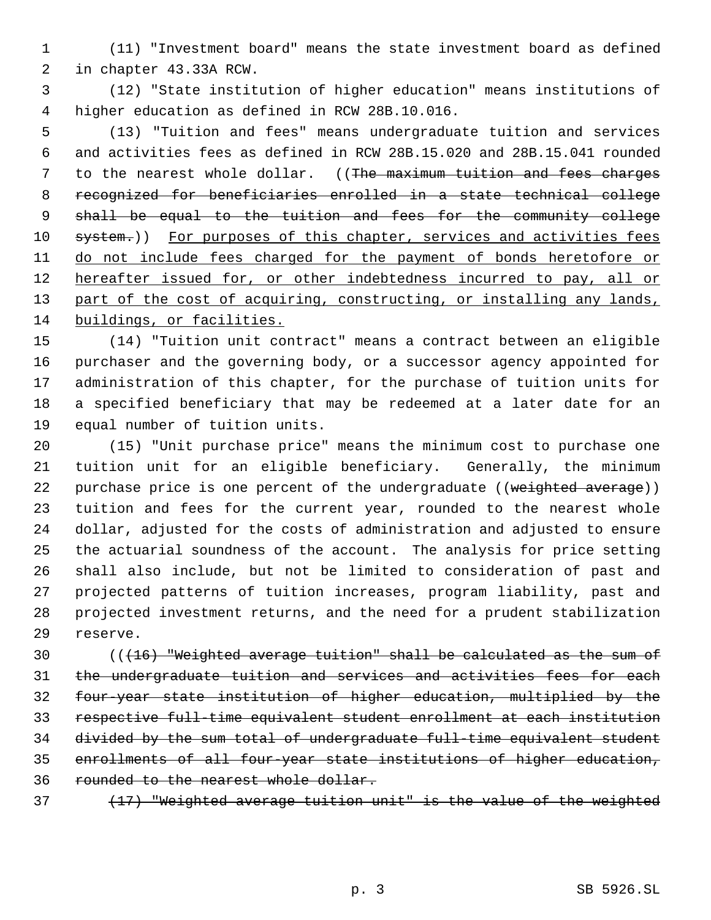(11) "Investment board" means the state investment board as defined in chapter 43.33A RCW.

(12) "State institution of higher education" means institutions of higher education as defined in RCW 28B.10.016.

(13) "Tuition and fees" means undergraduate tuition and services and activities fees as defined in RCW 28B.15.020 and 28B.15.041 rounded to the nearest whole dollar. ((~~The maximum tuition and fees charges recognized for beneficiaries enrolled in a state technical college shall be equal to the tuition and fees for the community college system.~~)) <u>For purposes of this chapter, services and activities fees do not include fees charged for the payment of bonds heretofore or hereafter issued for, or other indebtedness incurred to pay, all or part of the cost of acquiring, constructing, or installing any lands, buildings, or facilities.</u>

(14) "Tuition unit contract" means a contract between an eligible purchaser and the governing body, or a successor agency appointed for administration of this chapter, for the purchase of tuition units for a specified beneficiary that may be redeemed at a later date for an equal number of tuition units.

(15) "Unit purchase price" means the minimum cost to purchase one tuition unit for an eligible beneficiary. Generally, the minimum purchase price is one percent of the undergraduate ((~~weighted average~~)) tuition and fees for the current year, rounded to the nearest whole dollar, adjusted for the costs of administration and adjusted to ensure the actuarial soundness of the account. The analysis for price setting shall also include, but not be limited to consideration of past and projected patterns of tuition increases, program liability, past and projected investment returns, and the need for a prudent stabilization reserve.

((~~(16) "Weighted average tuition" shall be calculated as the sum of the undergraduate tuition and services and activities fees for each four-year state institution of higher education, multiplied by the respective full-time equivalent student enrollment at each institution divided by the sum total of undergraduate full-time equivalent student enrollments of all four-year state institutions of higher education, rounded to the nearest whole dollar.~~

~~(17) "Weighted average tuition unit" is the value of the weighted~~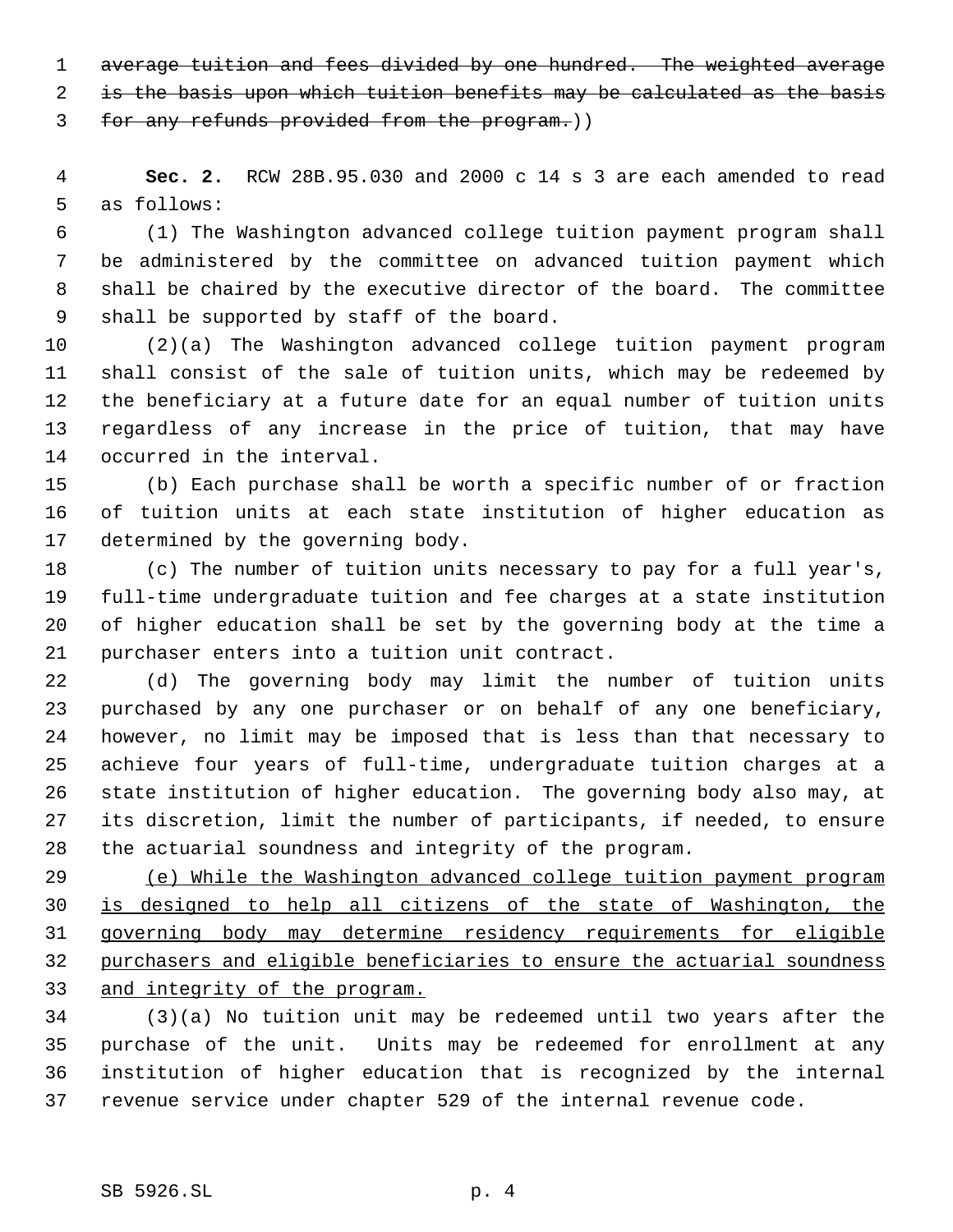~~average tuition and fees divided by one hundred. The weighted average is the basis upon which tuition benefits may be calculated as the basis for any refunds provided from the program.~~))

**Sec. 2.** RCW 28B.95.030 and 2000 c 14 s 3 are each amended to read as follows:

(1) The Washington advanced college tuition payment program shall be administered by the committee on advanced tuition payment which shall be chaired by the executive director of the board. The committee shall be supported by staff of the board.

(2)(a) The Washington advanced college tuition payment program shall consist of the sale of tuition units, which may be redeemed by the beneficiary at a future date for an equal number of tuition units regardless of any increase in the price of tuition, that may have occurred in the interval.

(b) Each purchase shall be worth a specific number of or fraction of tuition units at each state institution of higher education as determined by the governing body.

(c) The number of tuition units necessary to pay for a full year's, full-time undergraduate tuition and fee charges at a state institution of higher education shall be set by the governing body at the time a purchaser enters into a tuition unit contract.

(d) The governing body may limit the number of tuition units purchased by any one purchaser or on behalf of any one beneficiary, however, no limit may be imposed that is less than that necessary to achieve four years of full-time, undergraduate tuition charges at a state institution of higher education. The governing body also may, at its discretion, limit the number of participants, if needed, to ensure the actuarial soundness and integrity of the program.

<u>(e) While the Washington advanced college tuition payment program is designed to help all citizens of the state of Washington, the governing body may determine residency requirements for eligible purchasers and eligible beneficiaries to ensure the actuarial soundness and integrity of the program.</u>

(3)(a) No tuition unit may be redeemed until two years after the purchase of the unit. Units may be redeemed for enrollment at any institution of higher education that is recognized by the internal revenue service under chapter 529 of the internal revenue code.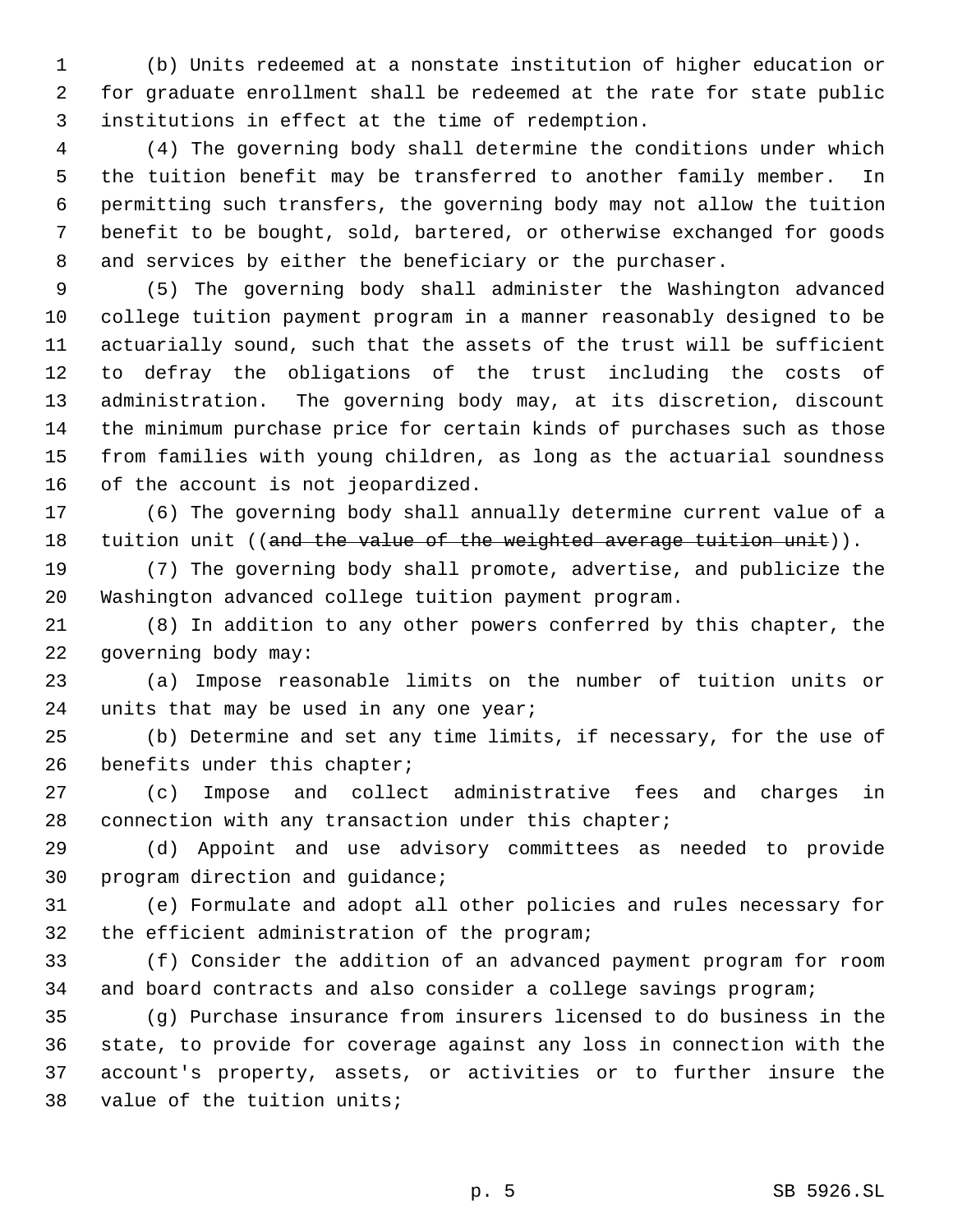(b) Units redeemed at a nonstate institution of higher education or for graduate enrollment shall be redeemed at the rate for state public institutions in effect at the time of redemption.

(4) The governing body shall determine the conditions under which the tuition benefit may be transferred to another family member. In permitting such transfers, the governing body may not allow the tuition benefit to be bought, sold, bartered, or otherwise exchanged for goods and services by either the beneficiary or the purchaser.

(5) The governing body shall administer the Washington advanced college tuition payment program in a manner reasonably designed to be actuarially sound, such that the assets of the trust will be sufficient to defray the obligations of the trust including the costs of administration. The governing body may, at its discretion, discount the minimum purchase price for certain kinds of purchases such as those from families with young children, as long as the actuarial soundness of the account is not jeopardized.

(6) The governing body shall annually determine current value of a tuition unit ((~~and the value of the weighted average tuition unit~~)).

(7) The governing body shall promote, advertise, and publicize the Washington advanced college tuition payment program.

(8) In addition to any other powers conferred by this chapter, the governing body may:

(a) Impose reasonable limits on the number of tuition units or units that may be used in any one year;

(b) Determine and set any time limits, if necessary, for the use of benefits under this chapter;

(c) Impose and collect administrative fees and charges in connection with any transaction under this chapter;

(d) Appoint and use advisory committees as needed to provide program direction and guidance;

(e) Formulate and adopt all other policies and rules necessary for the efficient administration of the program;

(f) Consider the addition of an advanced payment program for room and board contracts and also consider a college savings program;

(g) Purchase insurance from insurers licensed to do business in the state, to provide for coverage against any loss in connection with the account's property, assets, or activities or to further insure the value of the tuition units;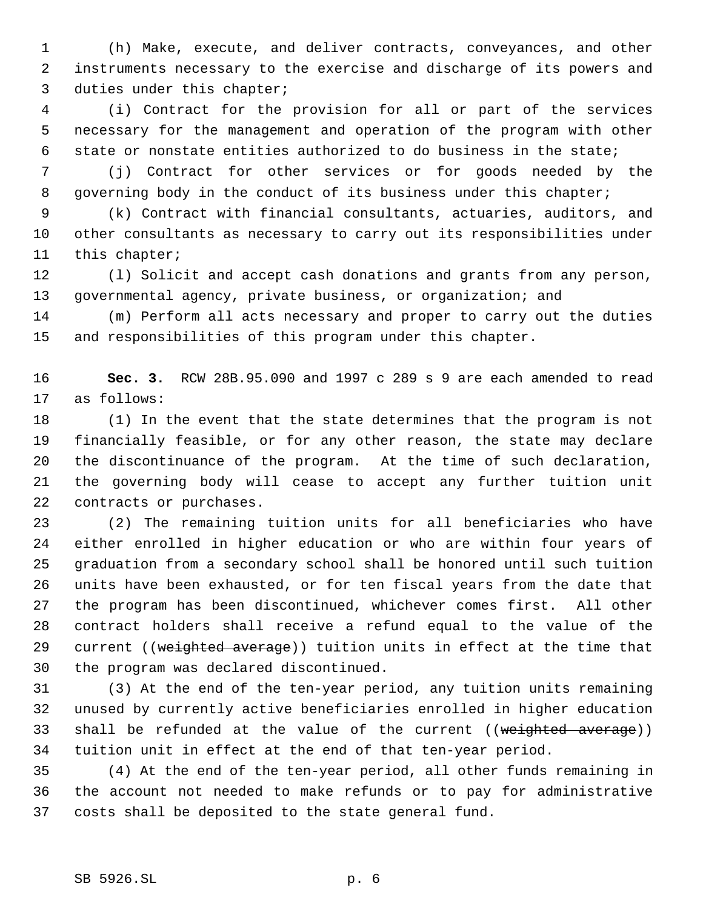(h) Make, execute, and deliver contracts, conveyances, and other instruments necessary to the exercise and discharge of its powers and duties under this chapter;

(i) Contract for the provision for all or part of the services necessary for the management and operation of the program with other state or nonstate entities authorized to do business in the state;

(j) Contract for other services or for goods needed by the governing body in the conduct of its business under this chapter;

(k) Contract with financial consultants, actuaries, auditors, and other consultants as necessary to carry out its responsibilities under this chapter;

(l) Solicit and accept cash donations and grants from any person, governmental agency, private business, or organization; and

(m) Perform all acts necessary and proper to carry out the duties and responsibilities of this program under this chapter.

**Sec. 3.** RCW 28B.95.090 and 1997 c 289 s 9 are each amended to read as follows:

(1) In the event that the state determines that the program is not financially feasible, or for any other reason, the state may declare the discontinuance of the program. At the time of such declaration, the governing body will cease to accept any further tuition unit contracts or purchases.

(2) The remaining tuition units for all beneficiaries who have either enrolled in higher education or who are within four years of graduation from a secondary school shall be honored until such tuition units have been exhausted, or for ten fiscal years from the date that the program has been discontinued, whichever comes first. All other contract holders shall receive a refund equal to the value of the current ((~~weighted average~~)) tuition units in effect at the time that the program was declared discontinued.

(3) At the end of the ten-year period, any tuition units remaining unused by currently active beneficiaries enrolled in higher education shall be refunded at the value of the current ((~~weighted average~~)) tuition unit in effect at the end of that ten-year period.

(4) At the end of the ten-year period, all other funds remaining in the account not needed to make refunds or to pay for administrative costs shall be deposited to the state general fund.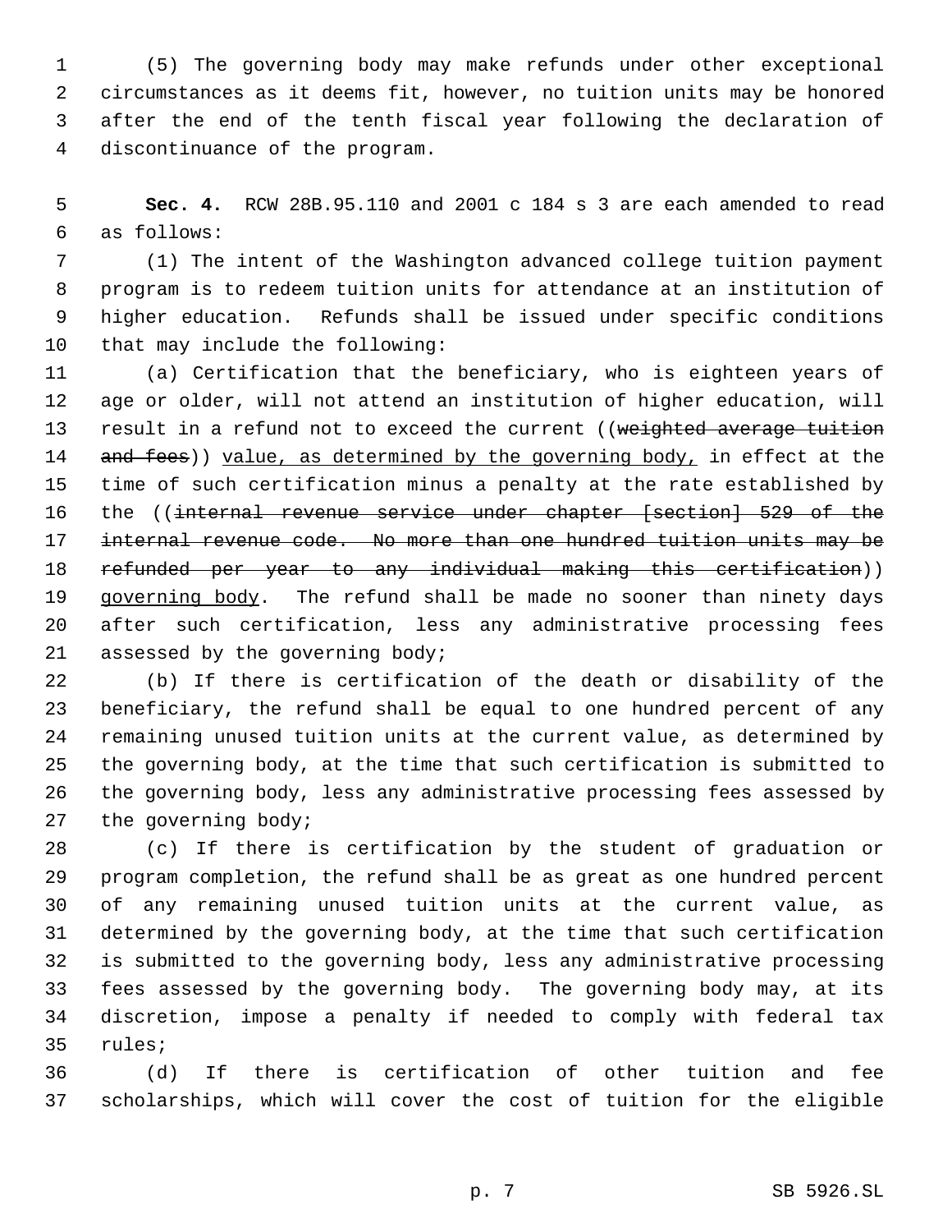(5) The governing body may make refunds under other exceptional circumstances as it deems fit, however, no tuition units may be honored after the end of the tenth fiscal year following the declaration of discontinuance of the program.

**Sec. 4.** RCW 28B.95.110 and 2001 c 184 s 3 are each amended to read as follows:

(1) The intent of the Washington advanced college tuition payment program is to redeem tuition units for attendance at an institution of higher education. Refunds shall be issued under specific conditions that may include the following:

(a) Certification that the beneficiary, who is eighteen years of age or older, will not attend an institution of higher education, will result in a refund not to exceed the current ((~~weighted average tuition and fees~~)) value, as determined by the governing body, in effect at the time of such certification minus a penalty at the rate established by the ((~~internal revenue service under chapter [section] 529 of the internal revenue code. No more than one hundred tuition units may be refunded per year to any individual making this certification~~)) governing body. The refund shall be made no sooner than ninety days after such certification, less any administrative processing fees assessed by the governing body;

(b) If there is certification of the death or disability of the beneficiary, the refund shall be equal to one hundred percent of any remaining unused tuition units at the current value, as determined by the governing body, at the time that such certification is submitted to the governing body, less any administrative processing fees assessed by the governing body;

(c) If there is certification by the student of graduation or program completion, the refund shall be as great as one hundred percent of any remaining unused tuition units at the current value, as determined by the governing body, at the time that such certification is submitted to the governing body, less any administrative processing fees assessed by the governing body. The governing body may, at its discretion, impose a penalty if needed to comply with federal tax rules;

(d) If there is certification of other tuition and fee scholarships, which will cover the cost of tuition for the eligible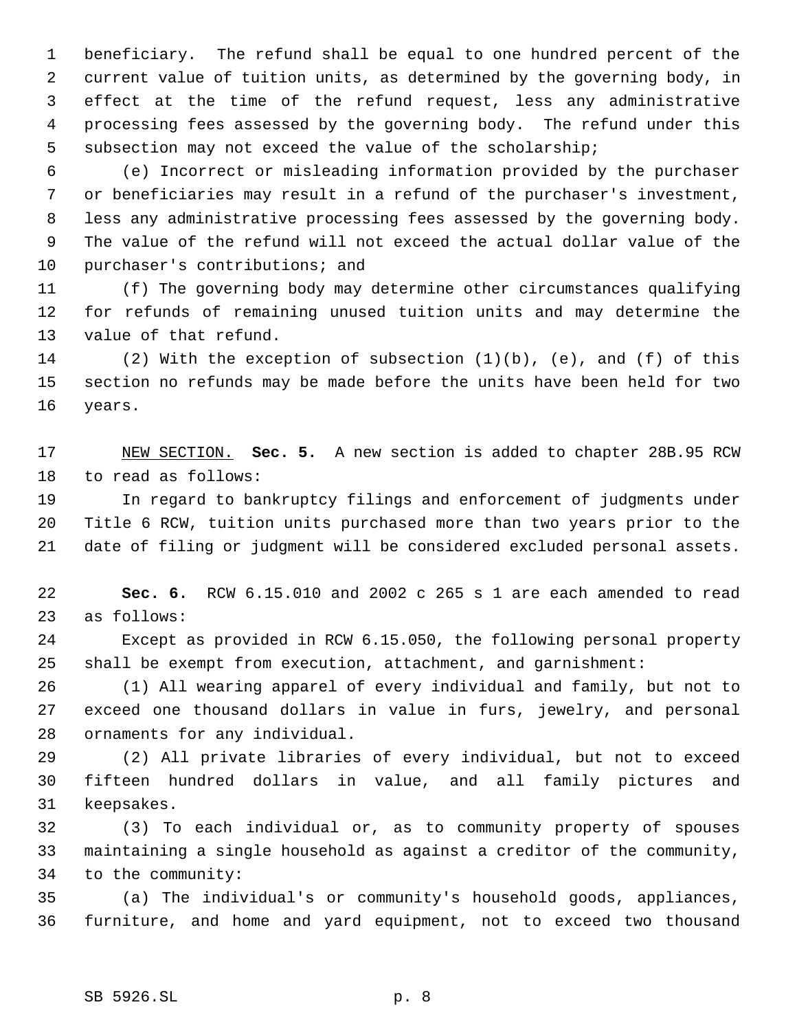beneficiary. The refund shall be equal to one hundred percent of the current value of tuition units, as determined by the governing body, in effect at the time of the refund request, less any administrative processing fees assessed by the governing body. The refund under this subsection may not exceed the value of the scholarship;

(e) Incorrect or misleading information provided by the purchaser or beneficiaries may result in a refund of the purchaser's investment, less any administrative processing fees assessed by the governing body. The value of the refund will not exceed the actual dollar value of the purchaser's contributions; and

(f) The governing body may determine other circumstances qualifying for refunds of remaining unused tuition units and may determine the value of that refund.

(2) With the exception of subsection (1)(b), (e), and (f) of this section no refunds may be made before the units have been held for two years.

NEW SECTION. **Sec. 5.** A new section is added to chapter 28B.95 RCW to read as follows:

In regard to bankruptcy filings and enforcement of judgments under Title 6 RCW, tuition units purchased more than two years prior to the date of filing or judgment will be considered excluded personal assets.

**Sec. 6.** RCW 6.15.010 and 2002 c 265 s 1 are each amended to read as follows:

Except as provided in RCW 6.15.050, the following personal property shall be exempt from execution, attachment, and garnishment:

(1) All wearing apparel of every individual and family, but not to exceed one thousand dollars in value in furs, jewelry, and personal ornaments for any individual.

(2) All private libraries of every individual, but not to exceed fifteen hundred dollars in value, and all family pictures and keepsakes.

(3) To each individual or, as to community property of spouses maintaining a single household as against a creditor of the community, to the community:

(a) The individual's or community's household goods, appliances, furniture, and home and yard equipment, not to exceed two thousand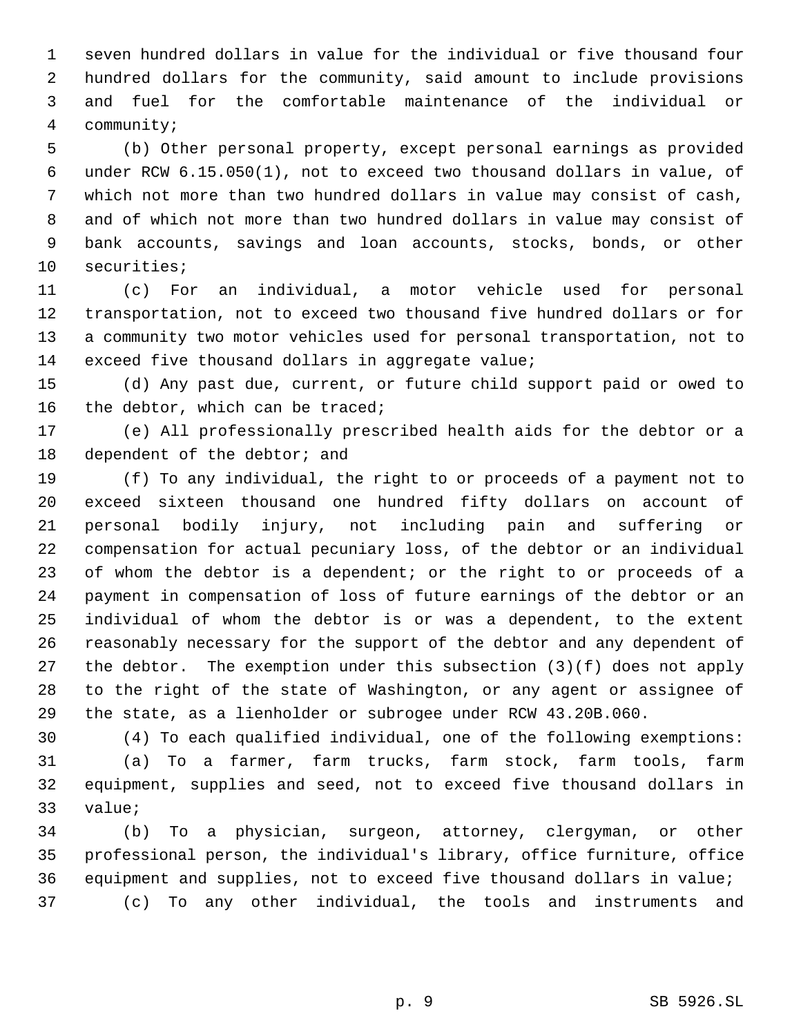seven hundred dollars in value for the individual or five thousand four hundred dollars for the community, said amount to include provisions and fuel for the comfortable maintenance of the individual or community;

(b) Other personal property, except personal earnings as provided under RCW 6.15.050(1), not to exceed two thousand dollars in value, of which not more than two hundred dollars in value may consist of cash, and of which not more than two hundred dollars in value may consist of bank accounts, savings and loan accounts, stocks, bonds, or other securities;

(c) For an individual, a motor vehicle used for personal transportation, not to exceed two thousand five hundred dollars or for a community two motor vehicles used for personal transportation, not to exceed five thousand dollars in aggregate value;

(d) Any past due, current, or future child support paid or owed to the debtor, which can be traced;

(e) All professionally prescribed health aids for the debtor or a dependent of the debtor; and

(f) To any individual, the right to or proceeds of a payment not to exceed sixteen thousand one hundred fifty dollars on account of personal bodily injury, not including pain and suffering or compensation for actual pecuniary loss, of the debtor or an individual of whom the debtor is a dependent; or the right to or proceeds of a payment in compensation of loss of future earnings of the debtor or an individual of whom the debtor is or was a dependent, to the extent reasonably necessary for the support of the debtor and any dependent of the debtor. The exemption under this subsection (3)(f) does not apply to the right of the state of Washington, or any agent or assignee of the state, as a lienholder or subrogee under RCW 43.20B.060.

(4) To each qualified individual, one of the following exemptions:

(a) To a farmer, farm trucks, farm stock, farm tools, farm equipment, supplies and seed, not to exceed five thousand dollars in value;

(b) To a physician, surgeon, attorney, clergyman, or other professional person, the individual's library, office furniture, office equipment and supplies, not to exceed five thousand dollars in value;

(c) To any other individual, the tools and instruments and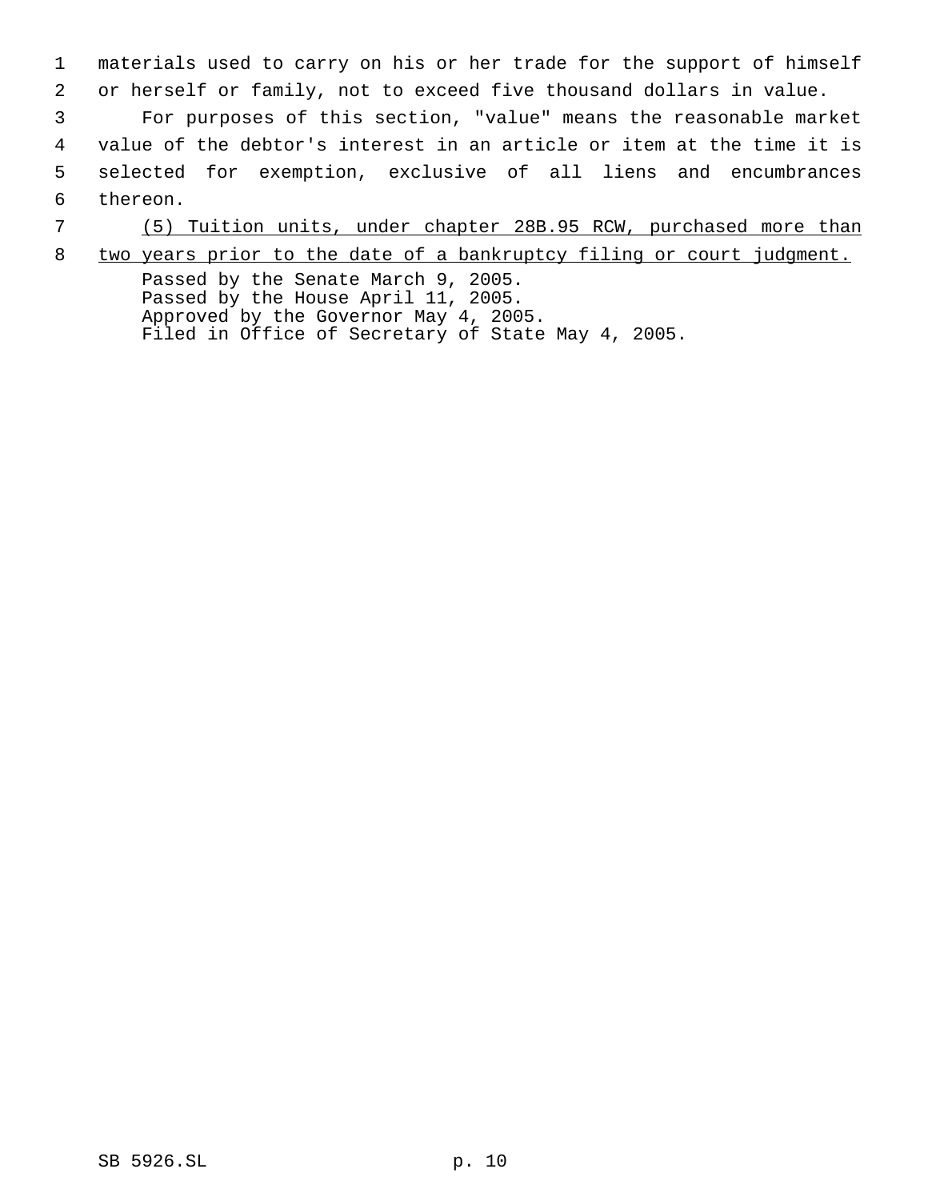materials used to carry on his or her trade for the support of himself or herself or family, not to exceed five thousand dollars in value.

For purposes of this section, "value" means the reasonable market value of the debtor's interest in an article or item at the time it is selected for exemption, exclusive of all liens and encumbrances thereon.

<u>(5) Tuition units, under chapter 28B.95 RCW, purchased more than two years prior to the date of a bankruptcy filing or court judgment.</u>

Passed by the Senate March 9, 2005.
Passed by the House April 11, 2005.
Approved by the Governor May 4, 2005.
Filed in Office of Secretary of State May 4, 2005.